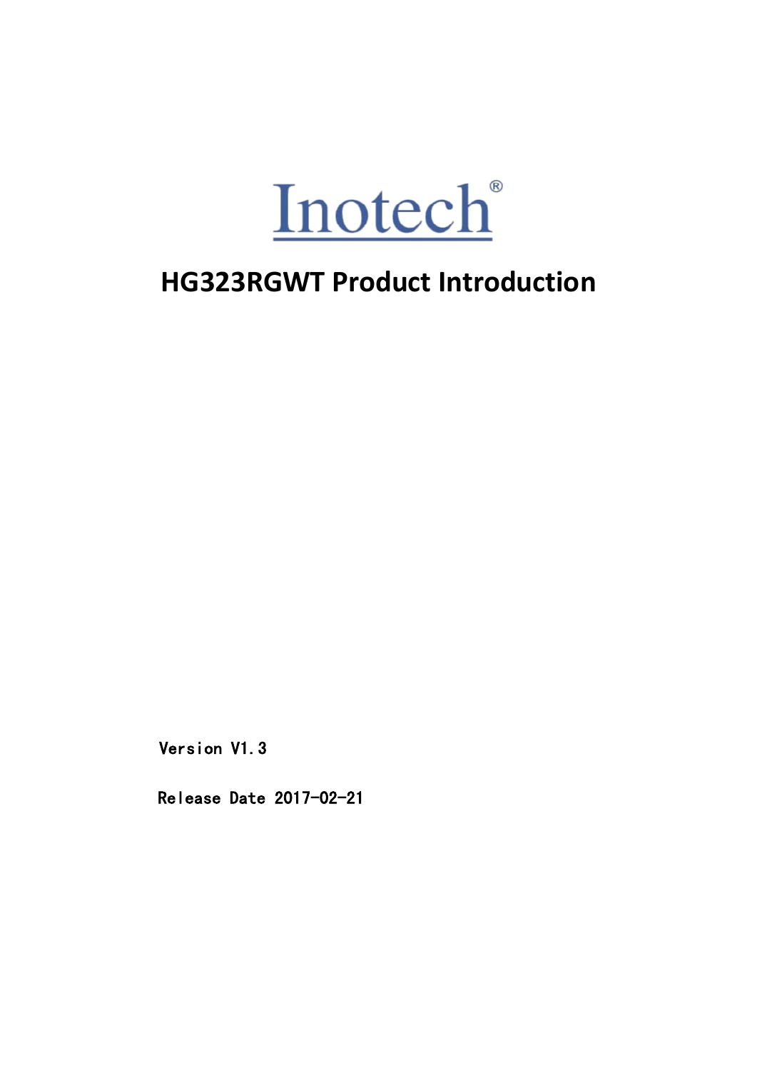Inotech®

# HG323RGWT Product Introduction

Version V1.3

Release Date 2017-02-21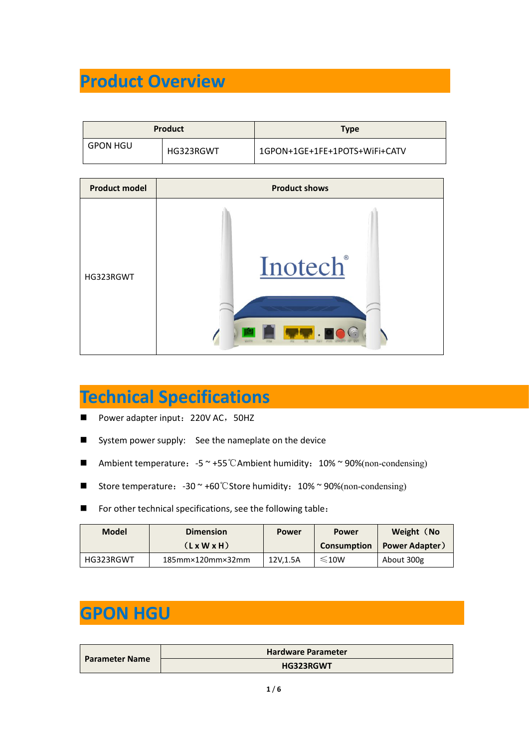# Product Overview

| Product | | Type |
|---|---|---|
| GPON HGU | HG323RGWT | 1GPON+1GE+1FE+1POTS+WiFi+CATV |

| Product model | Product shows |
|---|---|
| HG323RGWT | |

# Technical Specifications

- Power adapter input：220V AC，50HZ
- System power supply: See the nameplate on the device
- Ambient temperature：-5 ~ +55℃Ambient humidity：10% ~ 90%(non-condensing)
- Store temperature：-30 ~ +60℃Store humidity：10% ~ 90%(non-condensing)
- For other technical specifications, see the following table：

| Model | Dimension （L x W x H） | Power | Power Consumption | Weight（No Power Adapter） |
|---|---|---|---|---|
| HG323RGWT | 185mm×120mm×32mm | 12V,1.5A | ≤10W | About 300g |

# GPON HGU

| Parameter Name | Hardware Parameter |
|---|---|
| | HG323RGWT |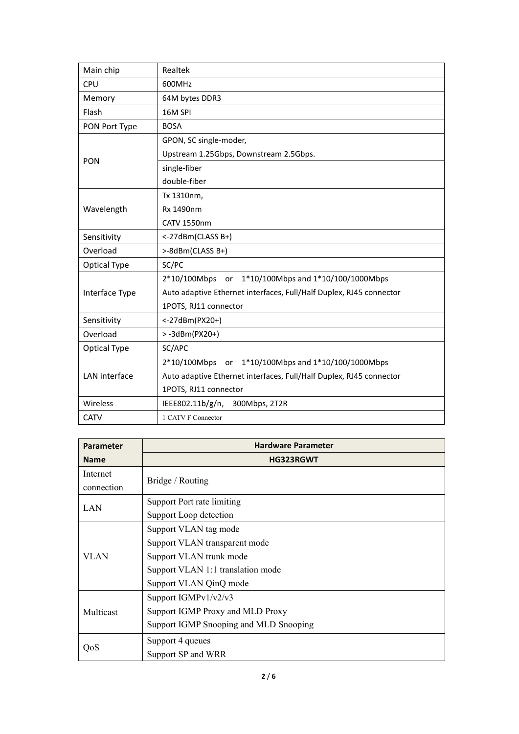| Main chip | Realtek |
|---|---|
| CPU | 600MHz |
| Memory | 64M bytes DDR3 |
| Flash | 16M SPI |
| PON Port Type | BOSA |
| PON | GPON, SC single-moder,<br>Upstream 1.25Gbps, Downstream 2.5Gbps. |
| | single-fiber<br>double-fiber |
| Wavelength | Tx 1310nm,<br>Rx 1490nm<br>CATV 1550nm |
| Sensitivity | <-27dBm(CLASS B+) |
| Overload | >-8dBm(CLASS B+) |
| Optical Type | SC/PC |
| Interface Type | 2*10/100Mbps or 1*10/100Mbps and 1*10/100/1000Mbps<br>Auto adaptive Ethernet interfaces, Full/Half Duplex, RJ45 connector<br>1POTS, RJ11 connector |
| Sensitivity | <-27dBm(PX20+) |
| Overload | > -3dBm(PX20+) |
| Optical Type | SC/APC |
| LAN interface | 2*10/100Mbps or 1*10/100Mbps and 1*10/100/1000Mbps<br>Auto adaptive Ethernet interfaces, Full/Half Duplex, RJ45 connector<br>1POTS, RJ11 connector |
| Wireless | IEEE802.11b/g/n, 300Mbps, 2T2R |
| CATV | 1 CATV F Connector |

| **Parameter Name** | **Hardware Parameter** |
|---|---|
| | **HG323RGWT** |
| Internet connection | Bridge / Routing |
| LAN | Support Port rate limiting<br>Support Loop detection |
| VLAN | Support VLAN tag mode<br>Support VLAN transparent mode<br>Support VLAN trunk mode<br>Support VLAN 1:1 translation mode<br>Support VLAN QinQ mode |
| Multicast | Support IGMPv1/v2/v3<br>Support IGMP Proxy and MLD Proxy<br>Support IGMP Snooping and MLD Snooping |
| QoS | Support 4 queues<br>Support SP and WRR |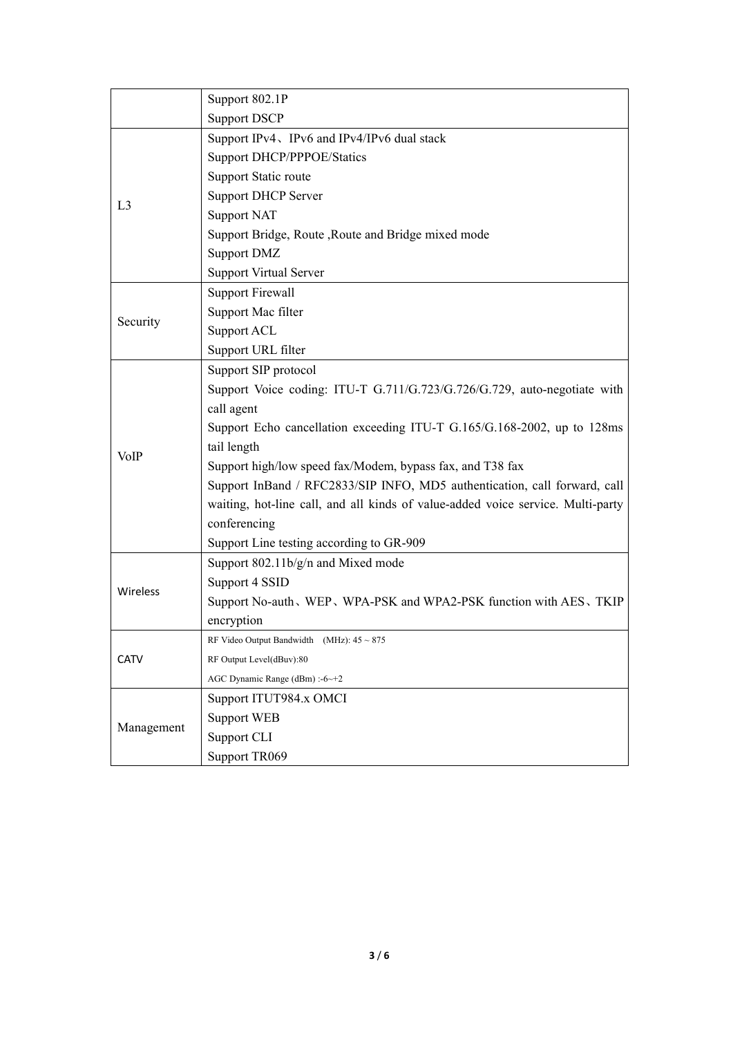| | |
|---|---|
| | Support 802.1P<br>Support DSCP |
| L3 | Support IPv4、IPv6 and IPv4/IPv6 dual stack<br>Support DHCP/PPPOE/Statics<br>Support Static route<br>Support DHCP Server<br>Support NAT<br>Support Bridge, Route ,Route and Bridge mixed mode<br>Support DMZ<br>Support Virtual Server |
| Security | Support Firewall<br>Support Mac filter<br>Support ACL<br>Support URL filter |
| VoIP | Support SIP protocol<br>Support Voice coding: ITU-T G.711/G.723/G.726/G.729, auto-negotiate with call agent<br>Support Echo cancellation exceeding ITU-T G.165/G.168-2002, up to 128ms tail length<br>Support high/low speed fax/Modem, bypass fax, and T38 fax<br>Support InBand / RFC2833/SIP INFO, MD5 authentication, call forward, call waiting, hot-line call, and all kinds of value-added voice service. Multi-party conferencing<br>Support Line testing according to GR-909 |
| Wireless | Support 802.11b/g/n and Mixed mode<br>Support 4 SSID<br>Support No-auth、WEP、WPA-PSK and WPA2-PSK function with AES、TKIP encryption |
| CATV | RF Video Output Bandwidth (MHz): 45 ~ 875<br>RF Output Level(dBuv):80<br>AGC Dynamic Range (dBm) :-6~+2 |
| Management | Support ITUT984.x OMCI<br>Support WEB<br>Support CLI<br>Support TR069 |